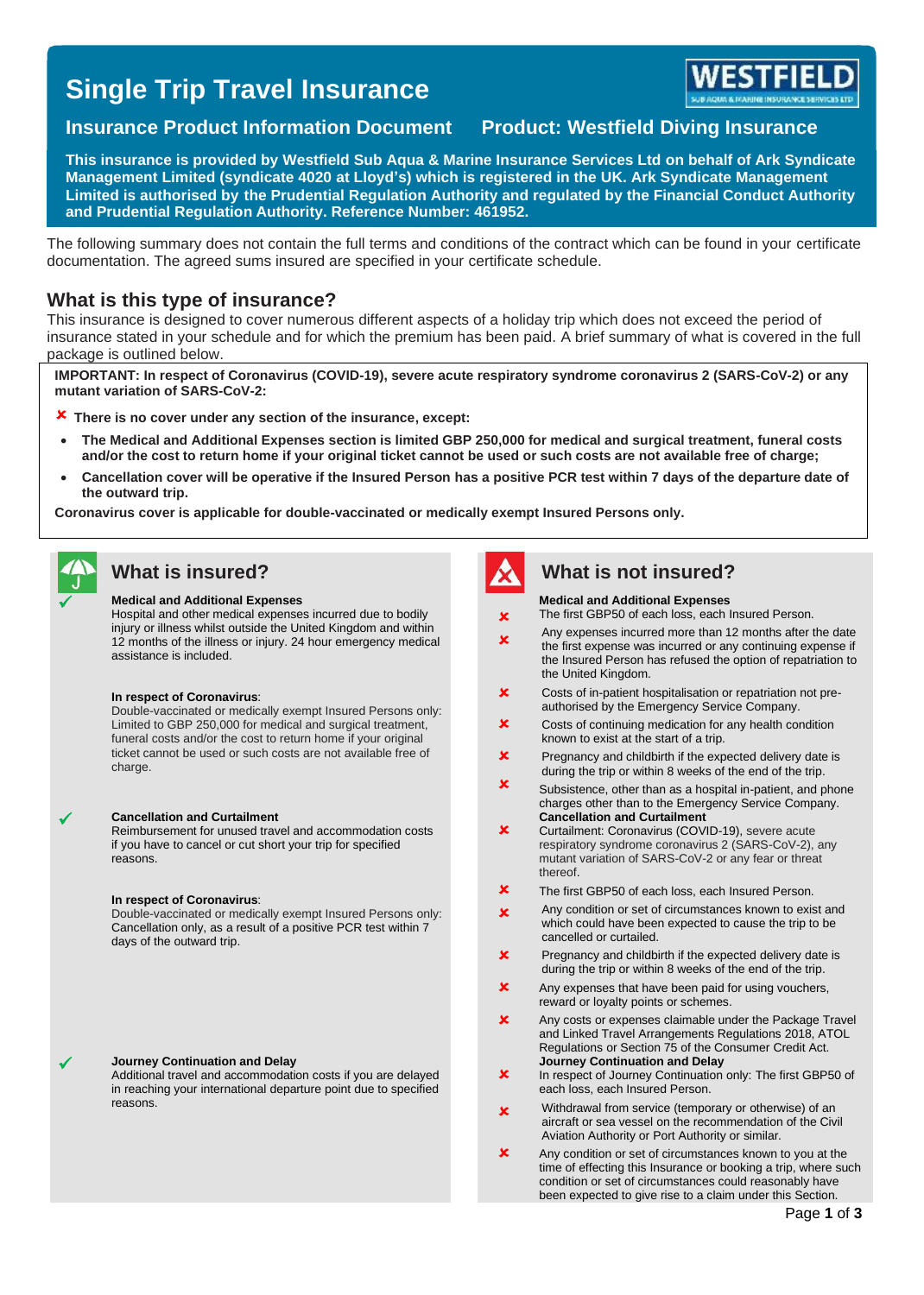# Single Trip Travel Insurance

WESTFIELD
SUB AQUA & MARINE INSURANCE SERVICES LTD

## Insurance Product Information Document    Product: Westfield Diving Insurance

**This insurance is provided by Westfield Sub Aqua & Marine Insurance Services Ltd on behalf of Ark Syndicate Management Limited (syndicate 4020 at Lloyd's) which is registered in the UK. Ark Syndicate Management Limited is authorised by the Prudential Regulation Authority and regulated by the Financial Conduct Authority and Prudential Regulation Authority. Reference Number: 461952.**

The following summary does not contain the full terms and conditions of the contract which can be found in your certificate documentation. The agreed sums insured are specified in your certificate schedule.

## What is this type of insurance?

This insurance is designed to cover numerous different aspects of a holiday trip which does not exceed the period of insurance stated in your schedule and for which the premium has been paid. A brief summary of what is covered in the full package is outlined below.

**IMPORTANT: In respect of Coronavirus (COVID-19), severe acute respiratory syndrome coronavirus 2 (SARS-CoV-2) or any mutant variation of SARS-CoV-2:**

✘ **There is no cover under any section of the insurance, except:**

- **The Medical and Additional Expenses section is limited GBP 250,000 for medical and surgical treatment, funeral costs and/or the cost to return home if your original ticket cannot be used or such costs are not available free of charge;**
- **Cancellation cover will be operative if the Insured Person has a positive PCR test within 7 days of the departure date of the outward trip.**

**Coronavirus cover is applicable for double-vaccinated or medically exempt Insured Persons only.**

## What is insured?

✔ **Medical and Additional Expenses**
Hospital and other medical expenses incurred due to bodily injury or illness whilst outside the United Kingdom and within 12 months of the illness or injury. 24 hour emergency medical assistance is included.

**In respect of Coronavirus**:
Double-vaccinated or medically exempt Insured Persons only: Limited to GBP 250,000 for medical and surgical treatment, funeral costs and/or the cost to return home if your original ticket cannot be used or such costs are not available free of charge.

✔ **Cancellation and Curtailment**
Reimbursement for unused travel and accommodation costs if you have to cancel or cut short your trip for specified reasons.

**In respect of Coronavirus**:
Double-vaccinated or medically exempt Insured Persons only: Cancellation only, as a result of a positive PCR test within 7 days of the outward trip.

✔ **Journey Continuation and Delay**
Additional travel and accommodation costs if you are delayed in reaching your international departure point due to specified reasons.

## What is not insured?

**Medical and Additional Expenses**

✘ The first GBP50 of each loss, each Insured Person.

✘ Any expenses incurred more than 12 months after the date the first expense was incurred or any continuing expense if the Insured Person has refused the option of repatriation to the United Kingdom.

✘ Costs of in-patient hospitalisation or repatriation not pre-authorised by the Emergency Service Company.

✘ Costs of continuing medication for any health condition known to exist at the start of a trip.

✘ Pregnancy and childbirth if the expected delivery date is during the trip or within 8 weeks of the end of the trip.

✘ Subsistence, other than as a hospital in-patient, and phone charges other than to the Emergency Service Company.

**Cancellation and Curtailment**

✘ Curtailment: Coronavirus (COVID-19), severe acute respiratory syndrome coronavirus 2 (SARS-CoV-2), any mutant variation of SARS-CoV-2 or any fear or threat thereof.

✘ The first GBP50 of each loss, each Insured Person.

✘ Any condition or set of circumstances known to exist and which could have been expected to cause the trip to be cancelled or curtailed.

✘ Pregnancy and childbirth if the expected delivery date is during the trip or within 8 weeks of the end of the trip.

✘ Any expenses that have been paid for using vouchers, reward or loyalty points or schemes.

✘ Any costs or expenses claimable under the Package Travel and Linked Travel Arrangements Regulations 2018, ATOL Regulations or Section 75 of the Consumer Credit Act.

**Journey Continuation and Delay**

✘ In respect of Journey Continuation only: The first GBP50 of each loss, each Insured Person.

✘ Withdrawal from service (temporary or otherwise) of an aircraft or sea vessel on the recommendation of the Civil Aviation Authority or Port Authority or similar.

✘ Any condition or set of circumstances known to you at the time of effecting this Insurance or booking a trip, where such condition or set of circumstances could reasonably have been expected to give rise to a claim under this Section.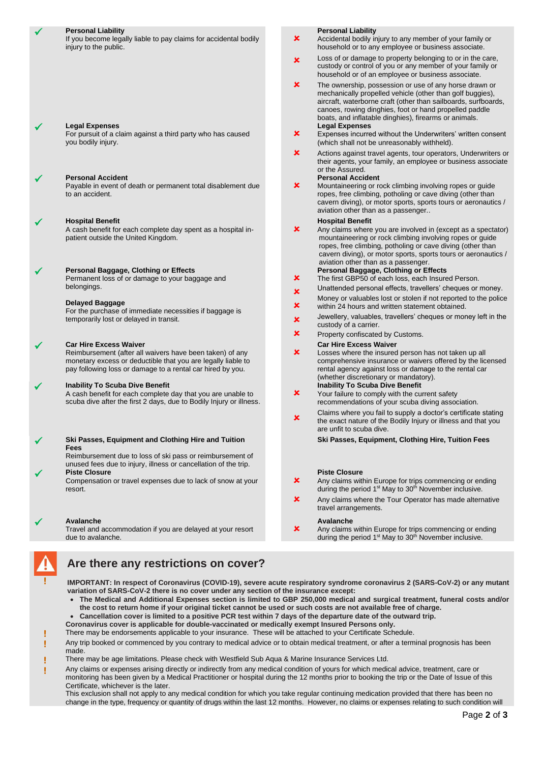| | What is insured? | | What is not insured? |
|---|---|---|---|
| ✓ | **Personal Liability**<br>If you become legally liable to pay claims for accidental bodily injury to the public. | ✗ | **Personal Liability**<br>Accidental bodily injury to any member of your family or household or to any employee or business associate. |
| | | ✗ | Loss of or damage to property belonging to or in the care, custody or control of you or any member of your family or household or of an employee or business associate. |
| | | ✗ | The ownership, possession or use of any horse drawn or mechanically propelled vehicle (other than golf buggies), aircraft, waterborne craft (other than sailboards, surfboards, canoes, rowing dinghies, foot or hand propelled paddle boats, and inflatable dinghies), firearms or animals. |
| ✓ | **Legal Expenses**<br>For pursuit of a claim against a third party who has caused you bodily injury. | ✗ | **Legal Expenses**<br>Expenses incurred without the Underwriters' written consent (which shall not be unreasonably withheld). |
| | | ✗ | Actions against travel agents, tour operators, Underwriters or their agents, your family, an employee or business associate or the Assured. |
| ✓ | **Personal Accident**<br>Payable in event of death or permanent total disablement due to an accident. | ✗ | **Personal Accident**<br>Mountaineering or rock climbing involving ropes or guide ropes, free climbing, potholing or cave diving (other than cavern diving), or motor sports, sports tours or aeronautics / aviation other than as a passenger.. |
| ✓ | **Hospital Benefit**<br>A cash benefit for each complete day spent as a hospital in-patient outside the United Kingdom. | ✗ | **Hospital Benefit**<br>Any claims where you are involved in (except as a spectator) mountaineering or rock climbing involving ropes or guide ropes, free climbing, potholing or cave diving (other than cavern diving), or motor sports, sports tours or aeronautics / aviation other than as a passenger. |
| ✓ | **Personal Baggage, Clothing or Effects**<br>Permanent loss of or damage to your baggage and belongings. | ✗ | **Personal Baggage, Clothing or Effects**<br>The first GBP50 of each loss, each Insured Person. |
| | | ✗ | Unattended personal effects, travellers' cheques or money. |
| | **Delayed Baggage**<br>For the purchase of immediate necessities if baggage is temporarily lost or delayed in transit. | ✗ | Money or valuables lost or stolen if not reported to the police within 24 hours and written statement obtained. |
| | | ✗ | Jewellery, valuables, travellers' cheques or money left in the custody of a carrier. |
| | | ✗ | Property confiscated by Customs. |
| ✓ | **Car Hire Excess Waiver**<br>Reimbursement (after all waivers have been taken) of any monetary excess or deductible that you are legally liable to pay following loss or damage to a rental car hired by you. | ✗ | **Car Hire Excess Waiver**<br>Losses where the insured person has not taken up all comprehensive insurance or waivers offered by the licensed rental agency against loss or damage to the rental car (whether discretionary or mandatory). |
| ✓ | **Inability To Scuba Dive Benefit**<br>A cash benefit for each complete day that you are unable to scuba dive after the first 2 days, due to Bodily Injury or illness. | ✗ | **Inability To Scuba Dive Benefit**<br>Your failure to comply with the current safety recommendations of your scuba diving association. |
| | | ✗ | Claims where you fail to supply a doctor's certificate stating the exact nature of the Bodily Injury or illness and that you are unfit to scuba dive. |
| ✓ | **Ski Passes, Equipment and Clothing Hire and Tuition Fees**<br>Reimbursement due to loss of ski pass or reimbursement of unused fees due to injury, illness or cancellation of the trip. | | **Ski Passes, Equipment, Clothing Hire, Tuition Fees** |
| ✓ | **Piste Closure**<br>Compensation or travel expenses due to lack of snow at your resort. | ✗ | **Piste Closure**<br>Any claims within Europe for trips commencing or ending during the period 1st May to 30th November inclusive. |
| | | ✗ | Any claims where the Tour Operator has made alternative travel arrangements. |
| ✓ | **Avalanche**<br>Travel and accommodation if you are delayed at your resort due to avalanche. | ✗ | **Avalanche**<br>Any claims within Europe for trips commencing or ending during the period 1st May to 30th November inclusive. |

## Are there any restrictions on cover?

! **IMPORTANT: In respect of Coronavirus (COVID-19), severe acute respiratory syndrome coronavirus 2 (SARS-CoV-2) or any mutant variation of SARS-CoV-2 there is no cover under any section of the insurance except:**

- **The Medical and Additional Expenses section is limited to GBP 250,000 medical and surgical treatment, funeral costs and/or the cost to return home if your original ticket cannot be used or such costs are not available free of charge.**
- **Cancellation cover is limited to a positive PCR test within 7 days of the departure date of the outward trip.**

**Coronavirus cover is applicable for double-vaccinated or medically exempt Insured Persons only.**

! There may be endorsements applicable to your insurance. These will be attached to your Certificate Schedule.

! Any trip booked or commenced by you contrary to medical advice or to obtain medical treatment, or after a terminal prognosis has been made.

! There may be age limitations. Please check with Westfield Sub Aqua & Marine Insurance Services Ltd.

! Any claims or expenses arising directly or indirectly from any medical condition of yours for which medical advice, treatment, care or monitoring has been given by a Medical Practitioner or hospital during the 12 months prior to booking the trip or the Date of Issue of this Certificate, whichever is the later.

This exclusion shall not apply to any medical condition for which you take regular continuing medication provided that there has been no change in the type, frequency or quantity of drugs within the last 12 months. However, no claims or expenses relating to such condition will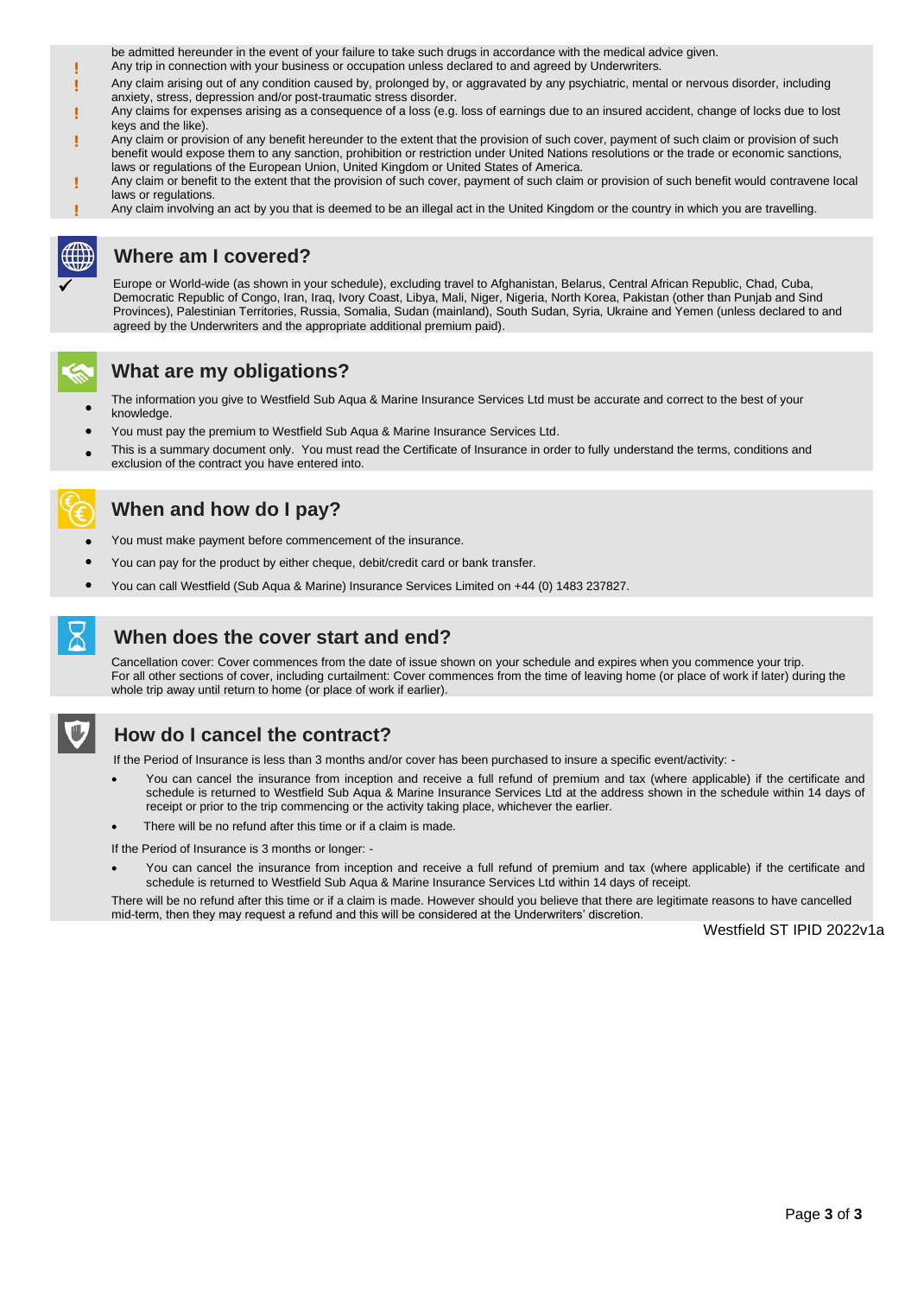be admitted hereunder in the event of your failure to take such drugs in accordance with the medical advice given.

- ! Any trip in connection with your business or occupation unless declared to and agreed by Underwriters.
- ! Any claim arising out of any condition caused by, prolonged by, or aggravated by any psychiatric, mental or nervous disorder, including anxiety, stress, depression and/or post-traumatic stress disorder.
- ! Any claims for expenses arising as a consequence of a loss (e.g. loss of earnings due to an insured accident, change of locks due to lost keys and the like).
- ! Any claim or provision of any benefit hereunder to the extent that the provision of such cover, payment of such claim or provision of such benefit would expose them to any sanction, prohibition or restriction under United Nations resolutions or the trade or economic sanctions, laws or regulations of the European Union, United Kingdom or United States of America.
- ! Any claim or benefit to the extent that the provision of such cover, payment of such claim or provision of such benefit would contravene local laws or regulations.
- ! Any claim involving an act by you that is deemed to be an illegal act in the United Kingdom or the country in which you are travelling.

## Where am I covered?

✓ Europe or World-wide (as shown in your schedule), excluding travel to Afghanistan, Belarus, Central African Republic, Chad, Cuba, Democratic Republic of Congo, Iran, Iraq, Ivory Coast, Libya, Mali, Niger, Nigeria, North Korea, Pakistan (other than Punjab and Sind Provinces), Palestinian Territories, Russia, Somalia, Sudan (mainland), South Sudan, Syria, Ukraine and Yemen (unless declared to and agreed by the Underwriters and the appropriate additional premium paid).

## What are my obligations?

- The information you give to Westfield Sub Aqua & Marine Insurance Services Ltd must be accurate and correct to the best of your knowledge.
- You must pay the premium to Westfield Sub Aqua & Marine Insurance Services Ltd.
- This is a summary document only. You must read the Certificate of Insurance in order to fully understand the terms, conditions and exclusion of the contract you have entered into.

## When and how do I pay?

- You must make payment before commencement of the insurance.
- You can pay for the product by either cheque, debit/credit card or bank transfer.
- You can call Westfield (Sub Aqua & Marine) Insurance Services Limited on +44 (0) 1483 237827.

## When does the cover start and end?

Cancellation cover: Cover commences from the date of issue shown on your schedule and expires when you commence your trip.
For all other sections of cover, including curtailment: Cover commences from the time of leaving home (or place of work if later) during the whole trip away until return to home (or place of work if earlier).

## How do I cancel the contract?

If the Period of Insurance is less than 3 months and/or cover has been purchased to insure a specific event/activity: -

- You can cancel the insurance from inception and receive a full refund of premium and tax (where applicable) if the certificate and schedule is returned to Westfield Sub Aqua & Marine Insurance Services Ltd at the address shown in the schedule within 14 days of receipt or prior to the trip commencing or the activity taking place, whichever the earlier.
- There will be no refund after this time or if a claim is made.

If the Period of Insurance is 3 months or longer: -

- You can cancel the insurance from inception and receive a full refund of premium and tax (where applicable) if the certificate and schedule is returned to Westfield Sub Aqua & Marine Insurance Services Ltd within 14 days of receipt.

There will be no refund after this time or if a claim is made. However should you believe that there are legitimate reasons to have cancelled mid-term, then they may request a refund and this will be considered at the Underwriters' discretion.

Westfield ST IPID 2022v1a